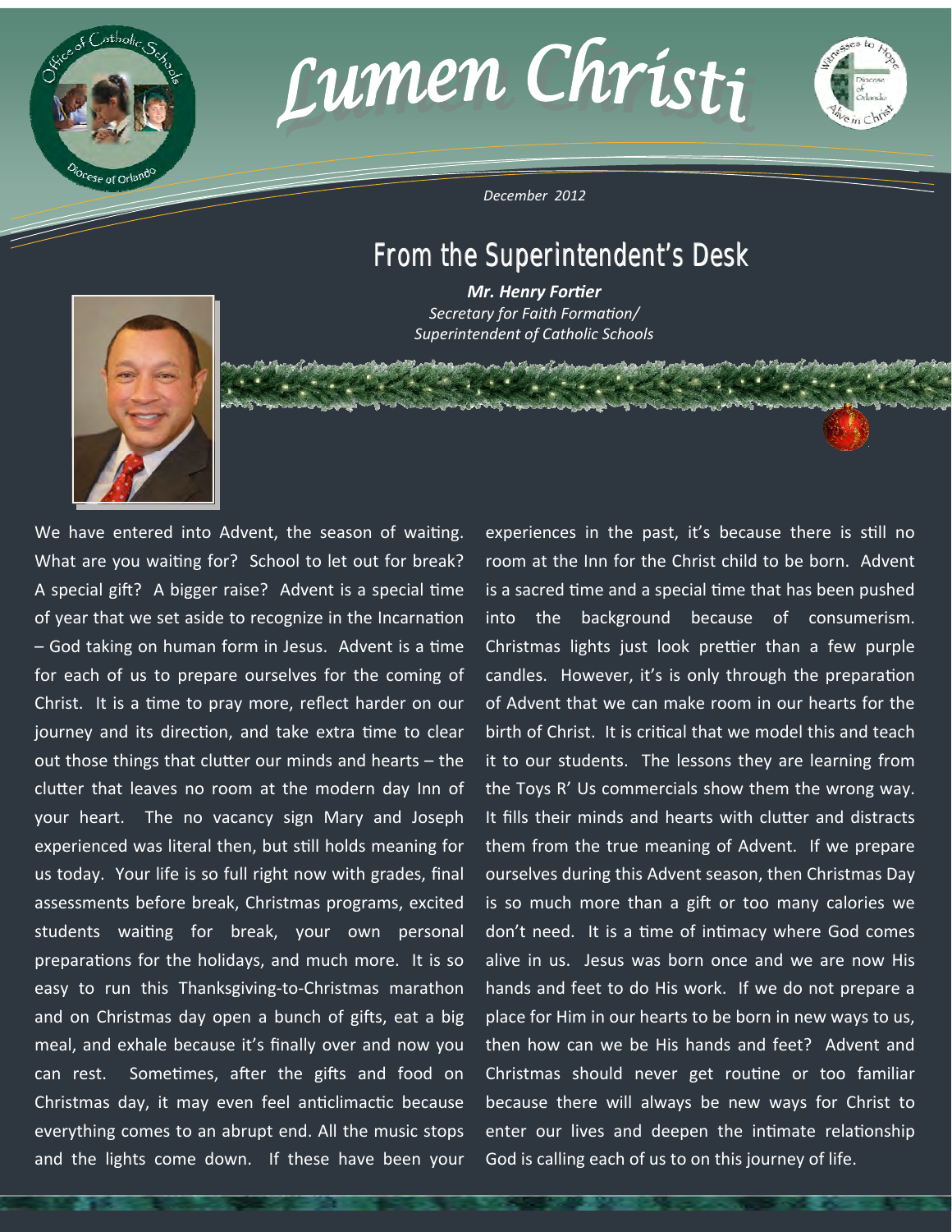# Lumen Christi

*December 2012*

## From the Superintendent's Desk

***Mr. Henry Fortier***
*Secretary for Faith Formation/*
*Superintendent of Catholic Schools*

We have entered into Advent, the season of waiting. What are you waiting for? School to let out for break? A special gift? A bigger raise? Advent is a special time of year that we set aside to recognize in the Incarnation – God taking on human form in Jesus. Advent is a time for each of us to prepare ourselves for the coming of Christ. It is a time to pray more, reflect harder on our journey and its direction, and take extra time to clear out those things that clutter our minds and hearts – the clutter that leaves no room at the modern day Inn of your heart. The no vacancy sign Mary and Joseph experienced was literal then, but still holds meaning for us today. Your life is so full right now with grades, final assessments before break, Christmas programs, excited students waiting for break, your own personal preparations for the holidays, and much more. It is so easy to run this Thanksgiving-to-Christmas marathon and on Christmas day open a bunch of gifts, eat a big meal, and exhale because it's finally over and now you can rest. Sometimes, after the gifts and food on Christmas day, it may even feel anticlimactic because everything comes to an abrupt end. All the music stops and the lights come down. If these have been your experiences in the past, it's because there is still no room at the Inn for the Christ child to be born. Advent is a sacred time and a special time that has been pushed into the background because of consumerism. Christmas lights just look prettier than a few purple candles. However, it's is only through the preparation of Advent that we can make room in our hearts for the birth of Christ. It is critical that we model this and teach it to our students. The lessons they are learning from the Toys R' Us commercials show them the wrong way. It fills their minds and hearts with clutter and distracts them from the true meaning of Advent. If we prepare ourselves during this Advent season, then Christmas Day is so much more than a gift or too many calories we don't need. It is a time of intimacy where God comes alive in us. Jesus was born once and we are now His hands and feet to do His work. If we do not prepare a place for Him in our hearts to be born in new ways to us, then how can we be His hands and feet? Advent and Christmas should never get routine or too familiar because there will always be new ways for Christ to enter our lives and deepen the intimate relationship God is calling each of us to on this journey of life.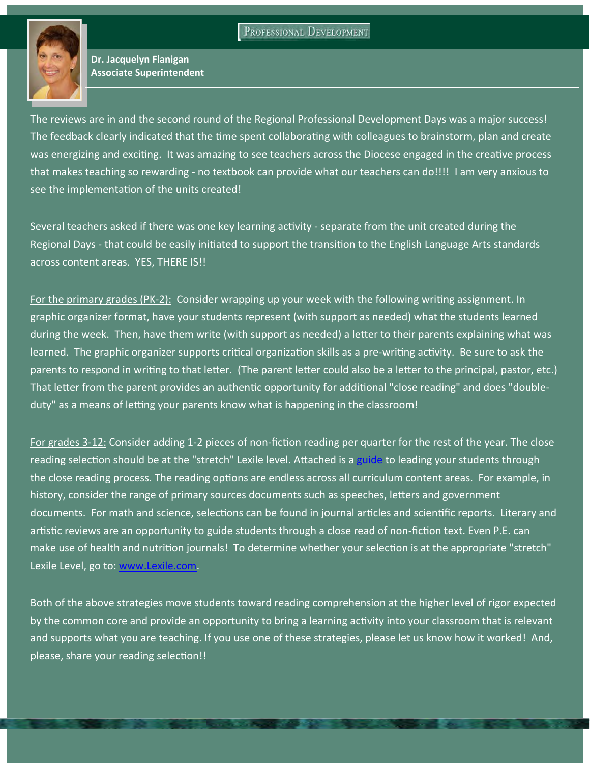PROFESSIONAL DEVELOPMENT

**Dr. Jacquelyn Flanigan**
**Associate Superintendent**

The reviews are in and the second round of the Regional Professional Development Days was a major success! The feedback clearly indicated that the time spent collaborating with colleagues to brainstorm, plan and create was energizing and exciting. It was amazing to see teachers across the Diocese engaged in the creative process that makes teaching so rewarding - no textbook can provide what our teachers can do!!!! I am very anxious to see the implementation of the units created!

Several teachers asked if there was one key learning activity - separate from the unit created during the Regional Days - that could be easily initiated to support the transition to the English Language Arts standards across content areas. YES, THERE IS!!

For the primary grades (PK-2): Consider wrapping up your week with the following writing assignment. In graphic organizer format, have your students represent (with support as needed) what the students learned during the week. Then, have them write (with support as needed) a letter to their parents explaining what was learned. The graphic organizer supports critical organization skills as a pre-writing activity. Be sure to ask the parents to respond in writing to that letter. (The parent letter could also be a letter to the principal, pastor, etc.) That letter from the parent provides an authentic opportunity for additional "close reading" and does "double-duty" as a means of letting your parents know what is happening in the classroom!

For grades 3-12: Consider adding 1-2 pieces of non-fiction reading per quarter for the rest of the year. The close reading selection should be at the "stretch" Lexile level. Attached is a guide to leading your students through the close reading process. The reading options are endless across all curriculum content areas. For example, in history, consider the range of primary sources documents such as speeches, letters and government documents. For math and science, selections can be found in journal articles and scientific reports. Literary and artistic reviews are an opportunity to guide students through a close read of non-fiction text. Even P.E. can make use of health and nutrition journals! To determine whether your selection is at the appropriate "stretch" Lexile Level, go to: www.Lexile.com.

Both of the above strategies move students toward reading comprehension at the higher level of rigor expected by the common core and provide an opportunity to bring a learning activity into your classroom that is relevant and supports what you are teaching. If you use one of these strategies, please let us know how it worked! And, please, share your reading selection!!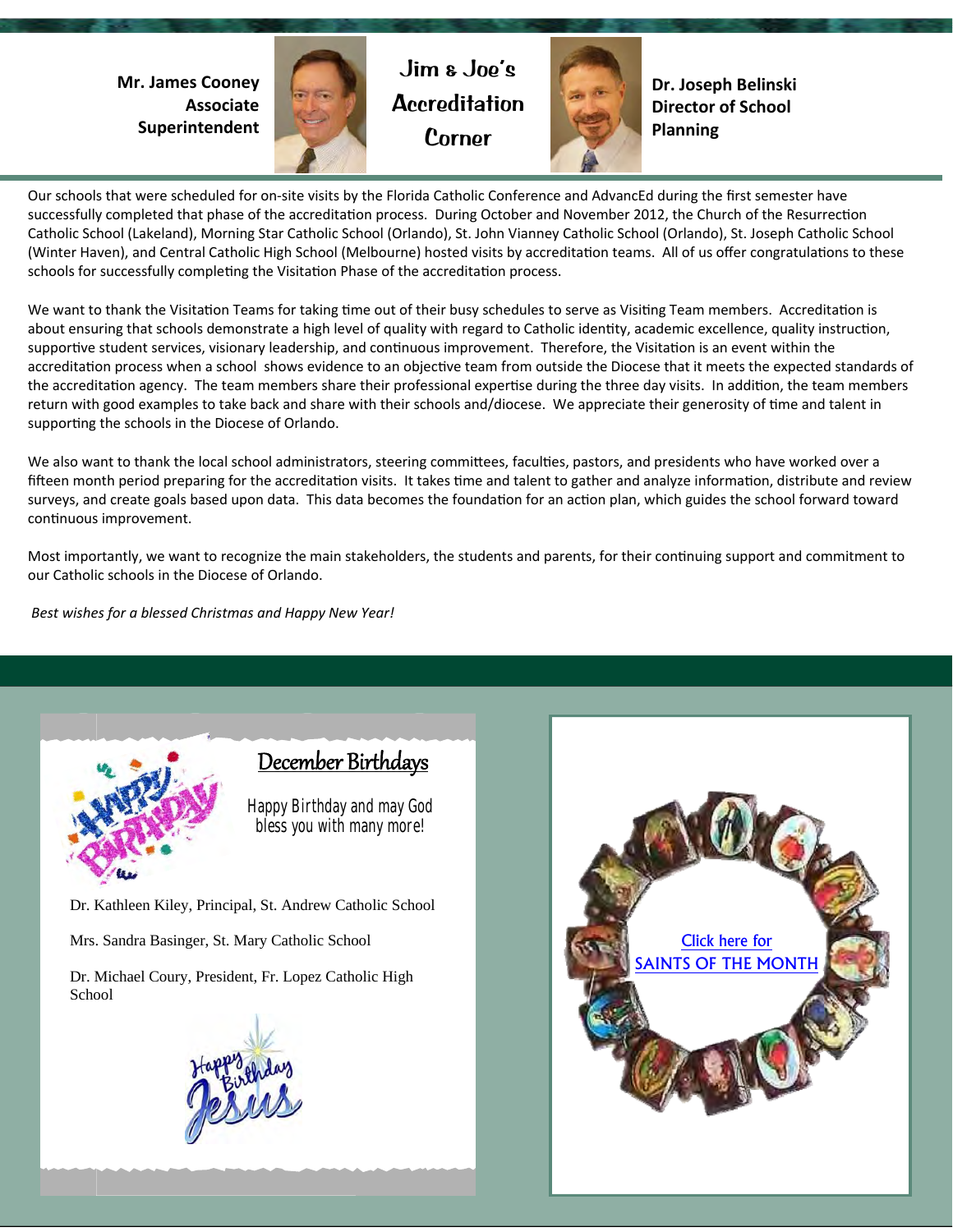**Mr. James Cooney**
**Associate Superintendent**

# Jim & Joe's Accreditation Corner

**Dr. Joseph Belinski**
**Director of School Planning**

Our schools that were scheduled for on-site visits by the Florida Catholic Conference and AdvancEd during the first semester have successfully completed that phase of the accreditation process. During October and November 2012, the Church of the Resurrection Catholic School (Lakeland), Morning Star Catholic School (Orlando), St. John Vianney Catholic School (Orlando), St. Joseph Catholic School (Winter Haven), and Central Catholic High School (Melbourne) hosted visits by accreditation teams. All of us offer congratulations to these schools for successfully completing the Visitation Phase of the accreditation process.

We want to thank the Visitation Teams for taking time out of their busy schedules to serve as Visiting Team members. Accreditation is about ensuring that schools demonstrate a high level of quality with regard to Catholic identity, academic excellence, quality instruction, supportive student services, visionary leadership, and continuous improvement. Therefore, the Visitation is an event within the accreditation process when a school shows evidence to an objective team from outside the Diocese that it meets the expected standards of the accreditation agency. The team members share their professional expertise during the three day visits. In addition, the team members return with good examples to take back and share with their schools and/diocese. We appreciate their generosity of time and talent in supporting the schools in the Diocese of Orlando.

We also want to thank the local school administrators, steering committees, faculties, pastors, and presidents who have worked over a fifteen month period preparing for the accreditation visits. It takes time and talent to gather and analyze information, distribute and review surveys, and create goals based upon data. This data becomes the foundation for an action plan, which guides the school forward toward continuous improvement.

Most importantly, we want to recognize the main stakeholders, the students and parents, for their continuing support and commitment to our Catholic schools in the Diocese of Orlando.

*Best wishes for a blessed Christmas and Happy New Year!*

## December Birthdays

Happy Birthday and may God bless you with many more!

Dr. Kathleen Kiley, Principal, St. Andrew Catholic School

Mrs. Sandra Basinger, St. Mary Catholic School

Dr. Michael Coury, President, Fr. Lopez Catholic High School

Click here for SAINTS OF THE MONTH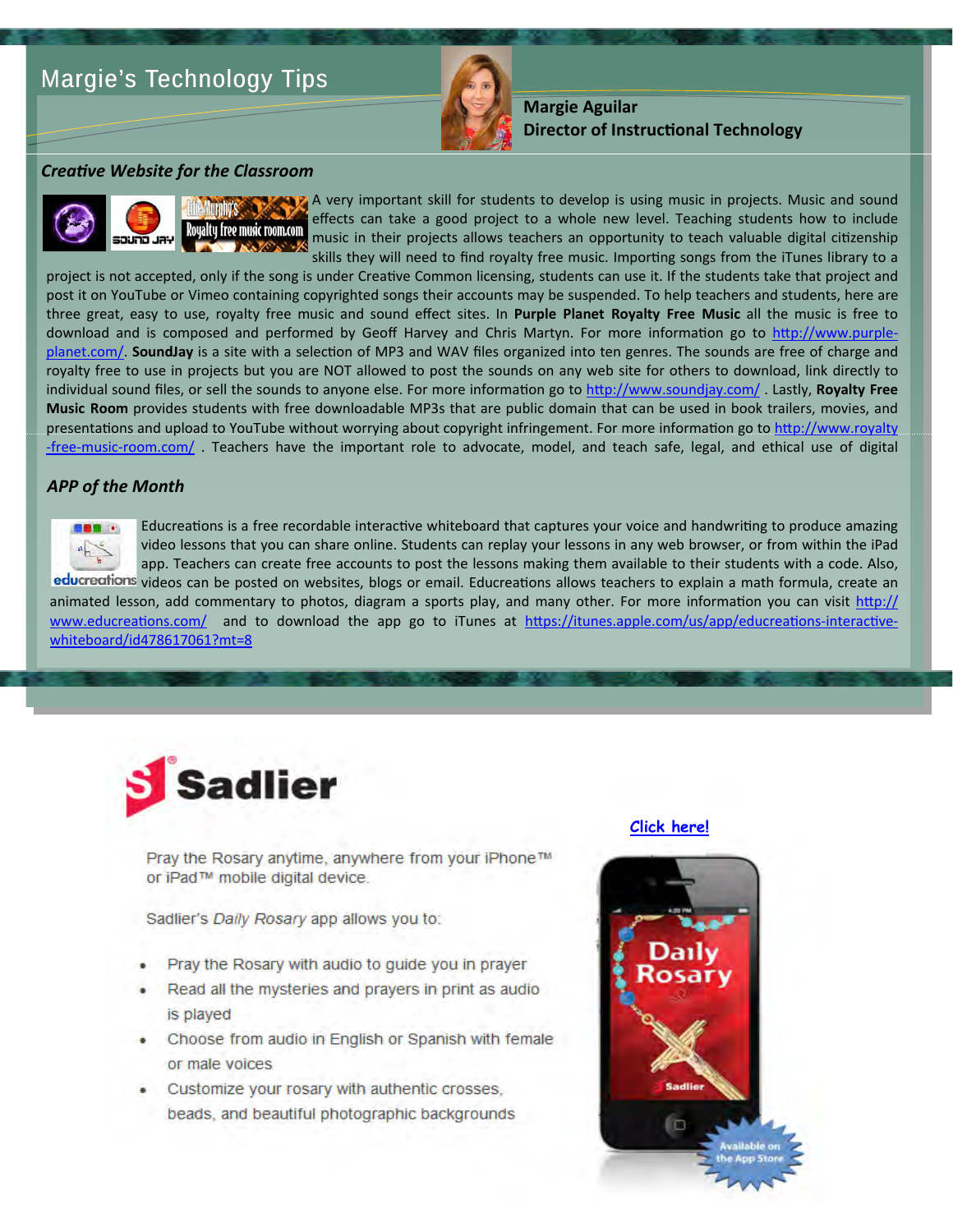## Margie's Technology Tips

**Margie Aguilar**
**Director of Instructional Technology**

### *Creative Website for the Classroom*

A very important skill for students to develop is using music in projects. Music and sound effects can take a good project to a whole new level. Teaching students how to include music in their projects allows teachers an opportunity to teach valuable digital citizenship skills they will need to find royalty free music. Importing songs from the iTunes library to a project is not accepted, only if the song is under Creative Common licensing, students can use it. If the students take that project and post it on YouTube or Vimeo containing copyrighted songs their accounts may be suspended. To help teachers and students, here are three great, easy to use, royalty free music and sound effect sites. In **Purple Planet Royalty Free Music** all the music is free to download and is composed and performed by Geoff Harvey and Chris Martyn. For more information go to http://www.purple-planet.com/. **SoundJay** is a site with a selection of MP3 and WAV files organized into ten genres. The sounds are free of charge and royalty free to use in projects but you are NOT allowed to post the sounds on any web site for others to download, link directly to individual sound files, or sell the sounds to anyone else. For more information go to http://www.soundjay.com/ . Lastly, **Royalty Free Music Room** provides students with free downloadable MP3s that are public domain that can be used in book trailers, movies, and presentations and upload to YouTube without worrying about copyright infringement. For more information go to http://www.royalty-free-music-room.com/ . Teachers have the important role to advocate, model, and teach safe, legal, and ethical use of digital

### *APP of the Month*

Educreations is a free recordable interactive whiteboard that captures your voice and handwriting to produce amazing video lessons that you can share online. Students can replay your lessons in any web browser, or from within the iPad app. Teachers can create free accounts to post the lessons making them available to their students with a code. Also, videos can be posted on websites, blogs or email. Educreations allows teachers to explain a math formula, create an animated lesson, add commentary to photos, diagram a sports play, and many other. For more information you can visit http://www.educreations.com/ and to download the app go to iTunes at https://itunes.apple.com/us/app/educreations-interactive-whiteboard/id478617061?mt=8

---

**Sadlier**

Pray the Rosary anytime, anywhere from your iPhone™ or iPad™ mobile digital device.

Sadlier's *Daily Rosary* app allows you to:

- Pray the Rosary with audio to guide you in prayer
- Read all the mysteries and prayers in print as audio is played
- Choose from audio in English or Spanish with female or male voices
- Customize your rosary with authentic crosses, beads, and beautiful photographic backgrounds

**Click here!**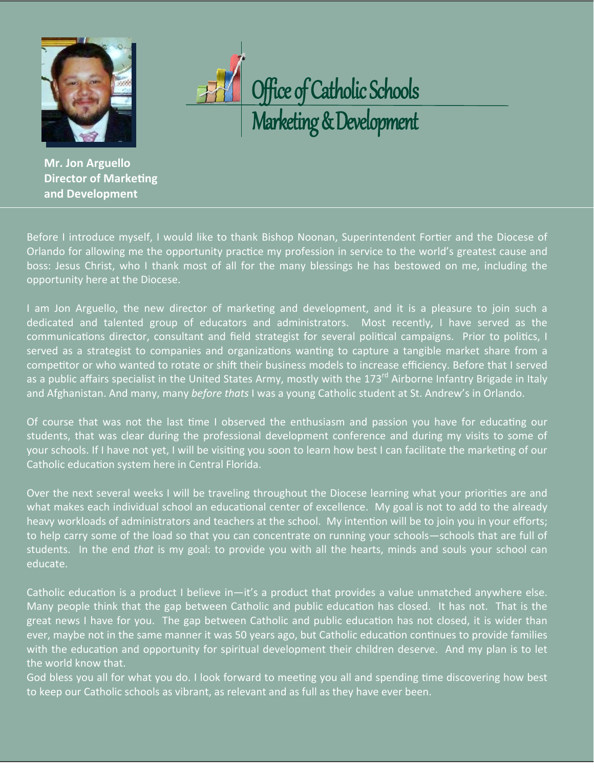# Office of Catholic Schools Marketing & Development

**Mr. Jon Arguello**
**Director of Marketing and Development**

Before I introduce myself, I would like to thank Bishop Noonan, Superintendent Fortier and the Diocese of Orlando for allowing me the opportunity practice my profession in service to the world's greatest cause and boss: Jesus Christ, who I thank most of all for the many blessings he has bestowed on me, including the opportunity here at the Diocese.

I am Jon Arguello, the new director of marketing and development, and it is a pleasure to join such a dedicated and talented group of educators and administrators. Most recently, I have served as the communications director, consultant and field strategist for several political campaigns. Prior to politics, I served as a strategist to companies and organizations wanting to capture a tangible market share from a competitor or who wanted to rotate or shift their business models to increase efficiency. Before that I served as a public affairs specialist in the United States Army, mostly with the 173rd Airborne Infantry Brigade in Italy and Afghanistan. And many, many *before thats* I was a young Catholic student at St. Andrew's in Orlando.

Of course that was not the last time I observed the enthusiasm and passion you have for educating our students, that was clear during the professional development conference and during my visits to some of your schools. If I have not yet, I will be visiting you soon to learn how best I can facilitate the marketing of our Catholic education system here in Central Florida.

Over the next several weeks I will be traveling throughout the Diocese learning what your priorities are and what makes each individual school an educational center of excellence. My goal is not to add to the already heavy workloads of administrators and teachers at the school. My intention will be to join you in your efforts; to help carry some of the load so that you can concentrate on running your schools—schools that are full of students. In the end *that* is my goal: to provide you with all the hearts, minds and souls your school can educate.

Catholic education is a product I believe in—it's a product that provides a value unmatched anywhere else. Many people think that the gap between Catholic and public education has closed. It has not. That is the great news I have for you. The gap between Catholic and public education has not closed, it is wider than ever, maybe not in the same manner it was 50 years ago, but Catholic education continues to provide families with the education and opportunity for spiritual development their children deserve. And my plan is to let the world know that.

God bless you all for what you do. I look forward to meeting you all and spending time discovering how best to keep our Catholic schools as vibrant, as relevant and as full as they have ever been.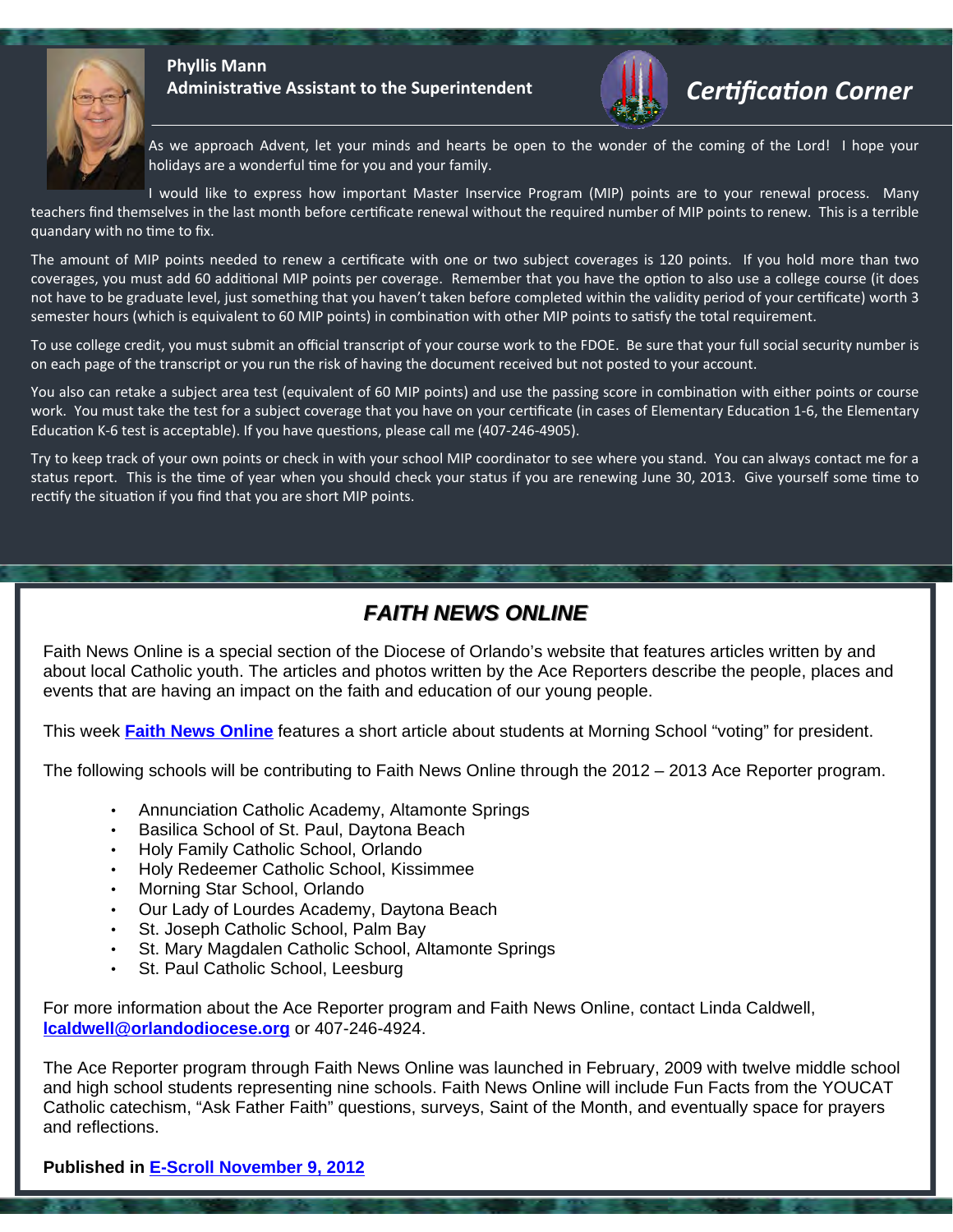**Phyllis Mann**
**Administrative Assistant to the Superintendent**

## *Certification Corner*

As we approach Advent, let your minds and hearts be open to the wonder of the coming of the Lord! I hope your holidays are a wonderful time for you and your family.

I would like to express how important Master Inservice Program (MIP) points are to your renewal process. Many teachers find themselves in the last month before certificate renewal without the required number of MIP points to renew. This is a terrible quandary with no time to fix.

The amount of MIP points needed to renew a certificate with one or two subject coverages is 120 points. If you hold more than two coverages, you must add 60 additional MIP points per coverage. Remember that you have the option to also use a college course (it does not have to be graduate level, just something that you haven't taken before completed within the validity period of your certificate) worth 3 semester hours (which is equivalent to 60 MIP points) in combination with other MIP points to satisfy the total requirement.

To use college credit, you must submit an official transcript of your course work to the FDOE. Be sure that your full social security number is on each page of the transcript or you run the risk of having the document received but not posted to your account.

You also can retake a subject area test (equivalent of 60 MIP points) and use the passing score in combination with either points or course work. You must take the test for a subject coverage that you have on your certificate (in cases of Elementary Education 1-6, the Elementary Education K-6 test is acceptable). If you have questions, please call me (407-246-4905).

Try to keep track of your own points or check in with your school MIP coordinator to see where you stand. You can always contact me for a status report. This is the time of year when you should check your status if you are renewing June 30, 2013. Give yourself some time to rectify the situation if you find that you are short MIP points.

## *FAITH NEWS ONLINE*

Faith News Online is a special section of the Diocese of Orlando's website that features articles written by and about local Catholic youth. The articles and photos written by the Ace Reporters describe the people, places and events that are having an impact on the faith and education of our young people.

This week **Faith News Online** features a short article about students at Morning School "voting" for president.

The following schools will be contributing to Faith News Online through the 2012 – 2013 Ace Reporter program.

- Annunciation Catholic Academy, Altamonte Springs
- Basilica School of St. Paul, Daytona Beach
- Holy Family Catholic School, Orlando
- Holy Redeemer Catholic School, Kissimmee
- Morning Star School, Orlando
- Our Lady of Lourdes Academy, Daytona Beach
- St. Joseph Catholic School, Palm Bay
- St. Mary Magdalen Catholic School, Altamonte Springs
- St. Paul Catholic School, Leesburg

For more information about the Ace Reporter program and Faith News Online, contact Linda Caldwell, **lcaldwell@orlandodiocese.org** or 407-246-4924.

The Ace Reporter program through Faith News Online was launched in February, 2009 with twelve middle school and high school students representing nine schools. Faith News Online will include Fun Facts from the YOUCAT Catholic catechism, "Ask Father Faith" questions, surveys, Saint of the Month, and eventually space for prayers and reflections.

**Published in E-Scroll November 9, 2012**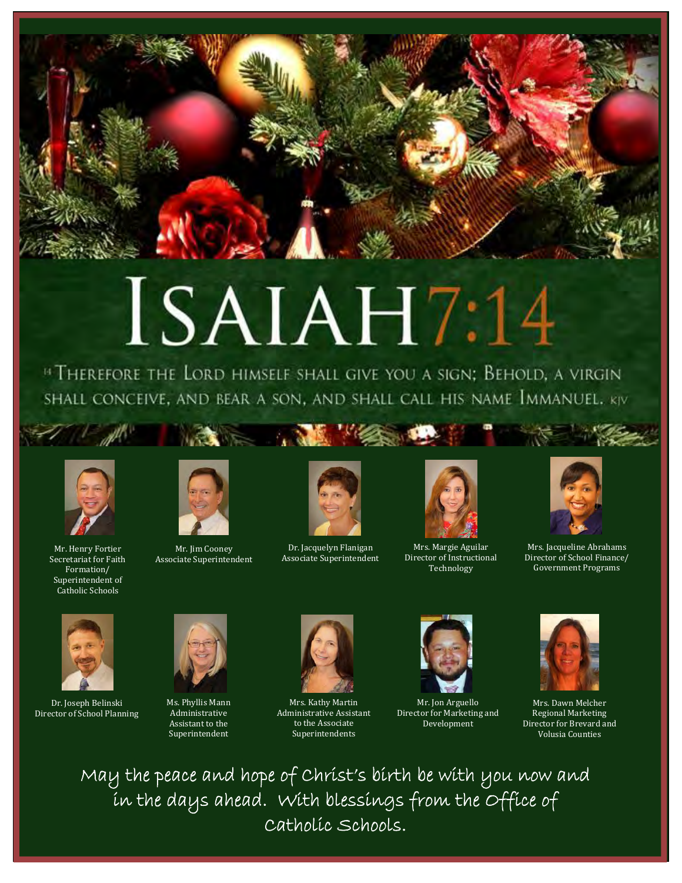# ISAIAH 7:14

[14] Therefore the Lord himself shall give you a sign; Behold, a virgin shall conceive, and bear a son, and shall call his name Immanuel. KJV

Mr. Henry Fortier
Secretariat for Faith Formation/ Superintendent of Catholic Schools

Mr. Jim Cooney
Associate Superintendent

Dr. Jacquelyn Flanigan
Associate Superintendent

Mrs. Margie Aguilar
Director of Instructional Technology

Mrs. Jacqueline Abrahams
Director of School Finance/ Government Programs

Dr. Joseph Belinski
Director of School Planning

Ms. Phyllis Mann
Administrative Assistant to the Superintendent

Mrs. Kathy Martin
Administrative Assistant to the Associate Superintendents

Mr. Jon Arguello
Director for Marketing and Development

Mrs. Dawn Melcher
Regional Marketing Director for Brevard and Volusia Counties

*May the peace and hope of Christ's birth be with you now and in the days ahead. With blessings from the Office of Catholic Schools.*